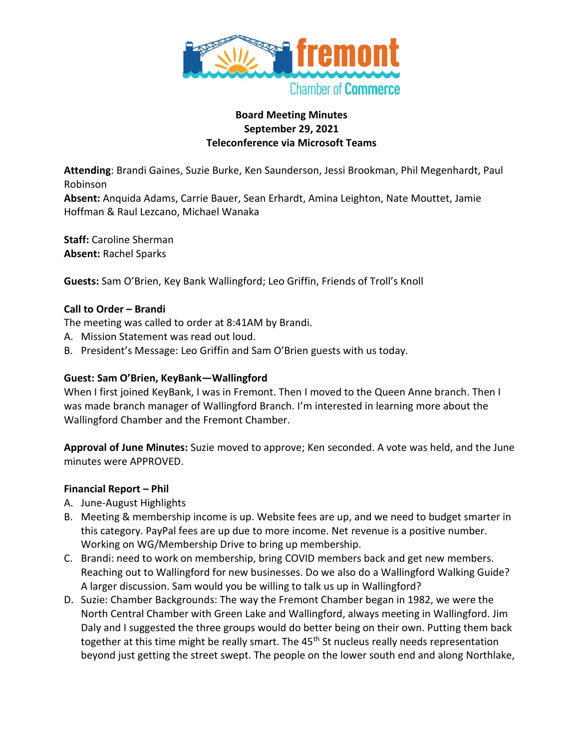**Board Meeting Minutes**
**September 29, 2021**
**Teleconference via Microsoft Teams**

**Attending**: Brandi Gaines, Suzie Burke, Ken Saunderson, Jessi Brookman, Phil Megenhardt, Paul Robinson
**Absent:** Anquida Adams, Carrie Bauer, Sean Erhardt, Amina Leighton, Nate Mouttet, Jamie Hoffman & Raul Lezcano, Michael Wanaka

**Staff:** Caroline Sherman
**Absent:** Rachel Sparks

**Guests:** Sam O'Brien, Key Bank Wallingford; Leo Griffin, Friends of Troll's Knoll

**Call to Order – Brandi**

The meeting was called to order at 8:41AM by Brandi.

A. Mission Statement was read out loud.
B. President's Message: Leo Griffin and Sam O'Brien guests with us today.

**Guest: Sam O'Brien, KeyBank—Wallingford**

When I first joined KeyBank, I was in Fremont. Then I moved to the Queen Anne branch. Then I was made branch manager of Wallingford Branch. I'm interested in learning more about the Wallingford Chamber and the Fremont Chamber.

**Approval of June Minutes:** Suzie moved to approve; Ken seconded. A vote was held, and the June minutes were APPROVED.

**Financial Report – Phil**

A. June-August Highlights
B. Meeting & membership income is up. Website fees are up, and we need to budget smarter in this category. PayPal fees are up due to more income. Net revenue is a positive number. Working on WG/Membership Drive to bring up membership.
C. Brandi: need to work on membership, bring COVID members back and get new members. Reaching out to Wallingford for new businesses. Do we also do a Wallingford Walking Guide? A larger discussion. Sam would you be willing to talk us up in Wallingford?
D. Suzie: Chamber Backgrounds: The way the Fremont Chamber began in 1982, we were the North Central Chamber with Green Lake and Wallingford, always meeting in Wallingford. Jim Daly and I suggested the three groups would do better being on their own. Putting them back together at this time might be really smart. The 45th St nucleus really needs representation beyond just getting the street swept. The people on the lower south end and along Northlake,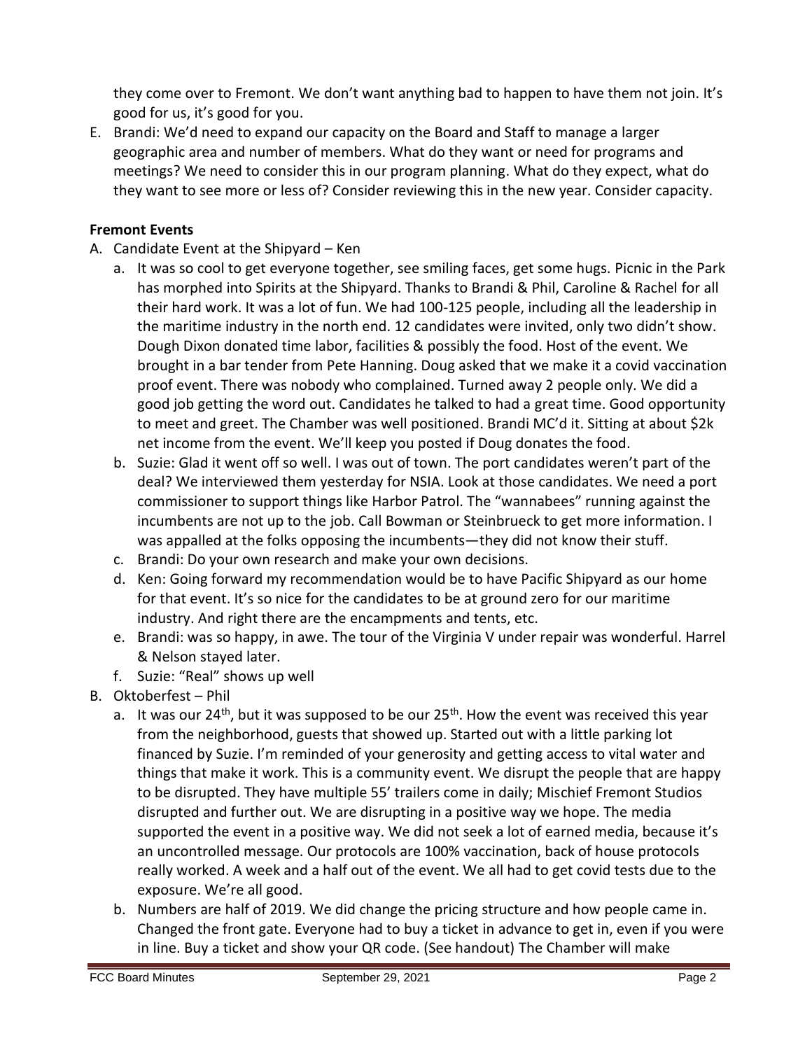they come over to Fremont. We don't want anything bad to happen to have them not join. It's good for us, it's good for you.

E. Brandi: We'd need to expand our capacity on the Board and Staff to manage a larger geographic area and number of members. What do they want or need for programs and meetings? We need to consider this in our program planning. What do they expect, what do they want to see more or less of? Consider reviewing this in the new year. Consider capacity.

**Fremont Events**

A. Candidate Event at the Shipyard – Ken
   a. It was so cool to get everyone together, see smiling faces, get some hugs. Picnic in the Park has morphed into Spirits at the Shipyard. Thanks to Brandi & Phil, Caroline & Rachel for all their hard work. It was a lot of fun. We had 100-125 people, including all the leadership in the maritime industry in the north end. 12 candidates were invited, only two didn't show. Dough Dixon donated time labor, facilities & possibly the food. Host of the event. We brought in a bar tender from Pete Hanning. Doug asked that we make it a covid vaccination proof event. There was nobody who complained. Turned away 2 people only. We did a good job getting the word out. Candidates he talked to had a great time. Good opportunity to meet and greet. The Chamber was well positioned. Brandi MC'd it. Sitting at about $2k net income from the event. We'll keep you posted if Doug donates the food.
   b. Suzie: Glad it went off so well. I was out of town. The port candidates weren't part of the deal? We interviewed them yesterday for NSIA. Look at those candidates. We need a port commissioner to support things like Harbor Patrol. The "wannabees" running against the incumbents are not up to the job. Call Bowman or Steinbrueck to get more information. I was appalled at the folks opposing the incumbents—they did not know their stuff.
   c. Brandi: Do your own research and make your own decisions.
   d. Ken: Going forward my recommendation would be to have Pacific Shipyard as our home for that event. It's so nice for the candidates to be at ground zero for our maritime industry. And right there are the encampments and tents, etc.
   e. Brandi: was so happy, in awe. The tour of the Virginia V under repair was wonderful. Harrel & Nelson stayed later.
   f. Suzie: "Real" shows up well

B. Oktoberfest – Phil
   a. It was our 24th, but it was supposed to be our 25th. How the event was received this year from the neighborhood, guests that showed up. Started out with a little parking lot financed by Suzie. I'm reminded of your generosity and getting access to vital water and things that make it work. This is a community event. We disrupt the people that are happy to be disrupted. They have multiple 55' trailers come in daily; Mischief Fremont Studios disrupted and further out. We are disrupting in a positive way we hope. The media supported the event in a positive way. We did not seek a lot of earned media, because it's an uncontrolled message. Our protocols are 100% vaccination, back of house protocols really worked. A week and a half out of the event. We all had to get covid tests due to the exposure. We're all good.
   b. Numbers are half of 2019. We did change the pricing structure and how people came in. Changed the front gate. Everyone had to buy a ticket in advance to get in, even if you were in line. Buy a ticket and show your QR code. (See handout) The Chamber will make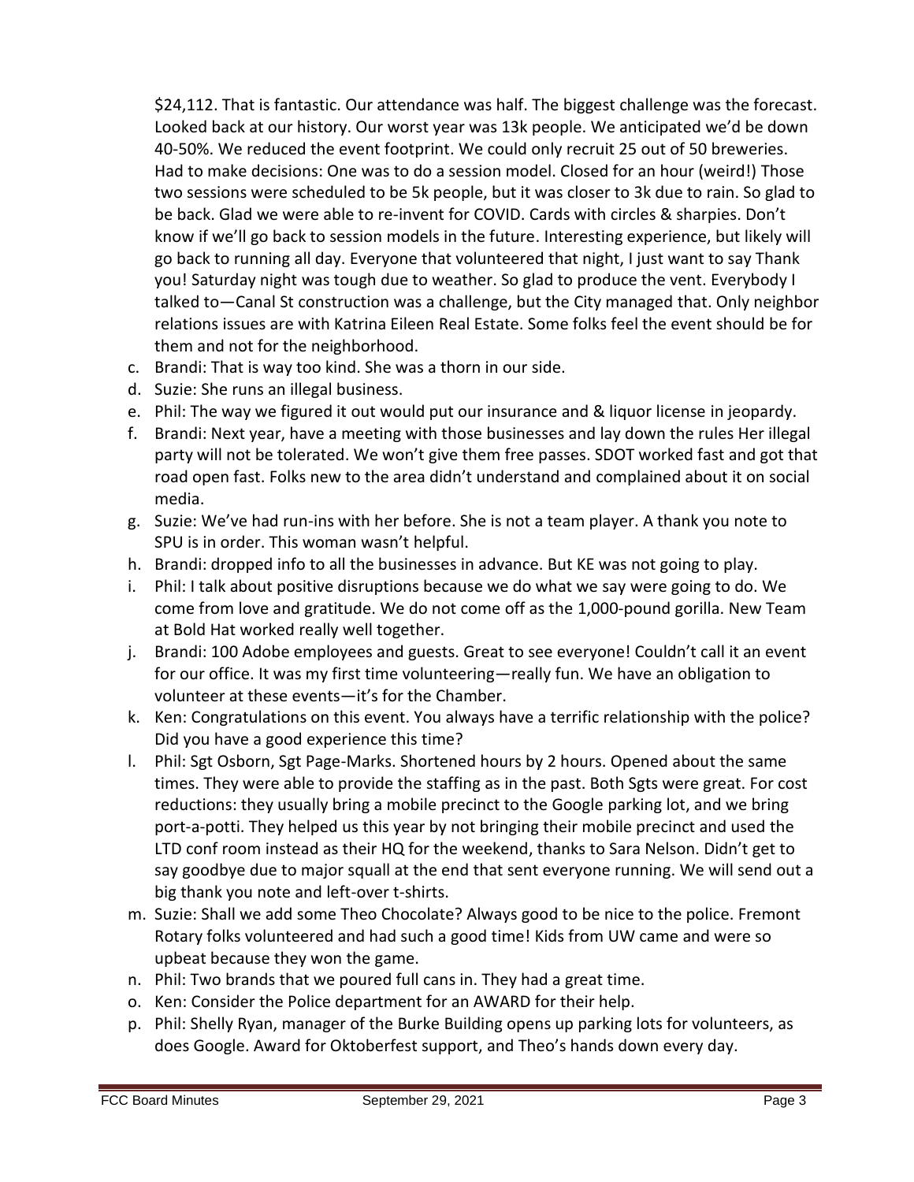$24,112. That is fantastic. Our attendance was half. The biggest challenge was the forecast. Looked back at our history. Our worst year was 13k people. We anticipated we'd be down 40-50%. We reduced the event footprint. We could only recruit 25 out of 50 breweries. Had to make decisions: One was to do a session model. Closed for an hour (weird!) Those two sessions were scheduled to be 5k people, but it was closer to 3k due to rain. So glad to be back. Glad we were able to re-invent for COVID. Cards with circles & sharpies. Don't know if we'll go back to session models in the future. Interesting experience, but likely will go back to running all day. Everyone that volunteered that night, I just want to say Thank you! Saturday night was tough due to weather. So glad to produce the vent. Everybody I talked to—Canal St construction was a challenge, but the City managed that. Only neighbor relations issues are with Katrina Eileen Real Estate. Some folks feel the event should be for them and not for the neighborhood.

c. Brandi: That is way too kind. She was a thorn in our side.
d. Suzie: She runs an illegal business.
e. Phil: The way we figured it out would put our insurance and & liquor license in jeopardy.
f. Brandi: Next year, have a meeting with those businesses and lay down the rules Her illegal party will not be tolerated. We won't give them free passes. SDOT worked fast and got that road open fast. Folks new to the area didn't understand and complained about it on social media.
g. Suzie: We've had run-ins with her before. She is not a team player. A thank you note to SPU is in order. This woman wasn't helpful.
h. Brandi: dropped info to all the businesses in advance. But KE was not going to play.
i. Phil: I talk about positive disruptions because we do what we say were going to do. We come from love and gratitude. We do not come off as the 1,000-pound gorilla. New Team at Bold Hat worked really well together.
j. Brandi: 100 Adobe employees and guests. Great to see everyone! Couldn't call it an event for our office. It was my first time volunteering—really fun. We have an obligation to volunteer at these events—it's for the Chamber.
k. Ken: Congratulations on this event. You always have a terrific relationship with the police? Did you have a good experience this time?
l. Phil: Sgt Osborn, Sgt Page-Marks. Shortened hours by 2 hours. Opened about the same times. They were able to provide the staffing as in the past. Both Sgts were great. For cost reductions: they usually bring a mobile precinct to the Google parking lot, and we bring port-a-potti. They helped us this year by not bringing their mobile precinct and used the LTD conf room instead as their HQ for the weekend, thanks to Sara Nelson. Didn't get to say goodbye due to major squall at the end that sent everyone running. We will send out a big thank you note and left-over t-shirts.
m. Suzie: Shall we add some Theo Chocolate? Always good to be nice to the police. Fremont Rotary folks volunteered and had such a good time! Kids from UW came and were so upbeat because they won the game.
n. Phil: Two brands that we poured full cans in. They had a great time.
o. Ken: Consider the Police department for an AWARD for their help.
p. Phil: Shelly Ryan, manager of the Burke Building opens up parking lots for volunteers, as does Google. Award for Oktoberfest support, and Theo's hands down every day.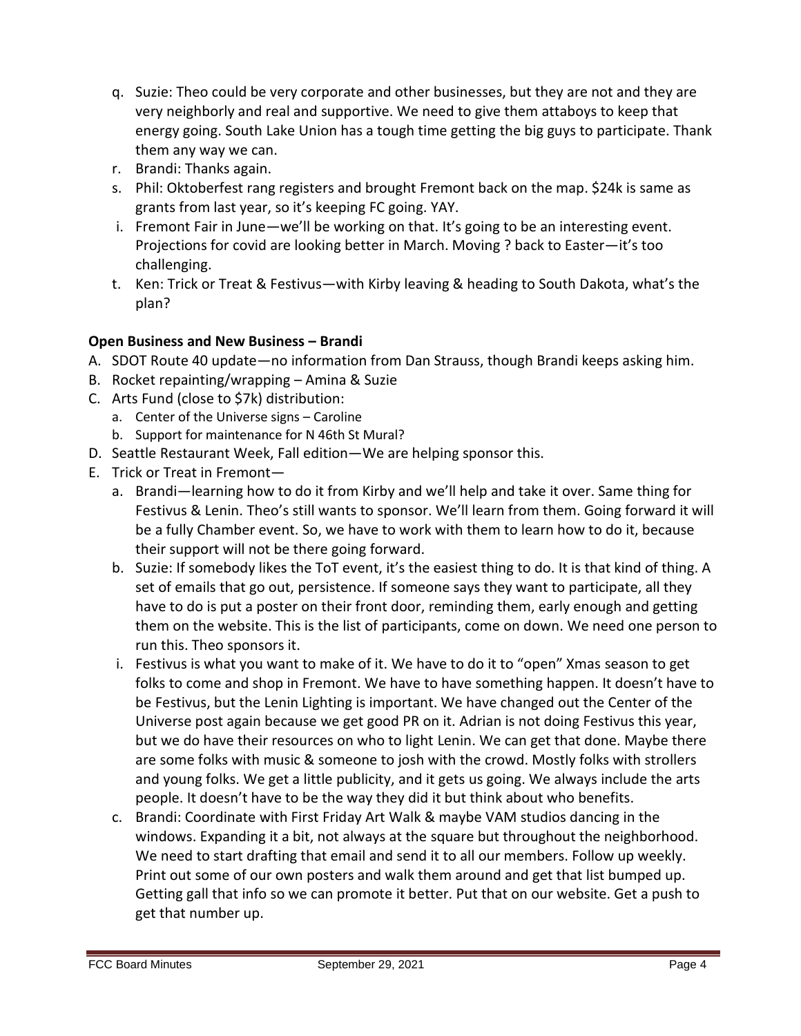q. Suzie: Theo could be very corporate and other businesses, but they are not and they are very neighborly and real and supportive. We need to give them attaboys to keep that energy going. South Lake Union has a tough time getting the big guys to participate. Thank them any way we can.

r. Brandi: Thanks again.

s. Phil: Oktoberfest rang registers and brought Fremont back on the map. $24k is same as grants from last year, so it's keeping FC going. YAY.

i. Fremont Fair in June—we'll be working on that. It's going to be an interesting event. Projections for covid are looking better in March. Moving ? back to Easter—it's too challenging.

t. Ken: Trick or Treat & Festivus—with Kirby leaving & heading to South Dakota, what's the plan?

**Open Business and New Business – Brandi**

A. SDOT Route 40 update—no information from Dan Strauss, though Brandi keeps asking him.

B. Rocket repainting/wrapping – Amina & Suzie

C. Arts Fund (close to $7k) distribution:
   a. Center of the Universe signs – Caroline
   b. Support for maintenance for N 46th St Mural?

D. Seattle Restaurant Week, Fall edition—We are helping sponsor this.

E. Trick or Treat in Fremont—
   a. Brandi—learning how to do it from Kirby and we'll help and take it over. Same thing for Festivus & Lenin. Theo's still wants to sponsor. We'll learn from them. Going forward it will be a fully Chamber event. So, we have to work with them to learn how to do it, because their support will not be there going forward.
   b. Suzie: If somebody likes the ToT event, it's the easiest thing to do. It is that kind of thing. A set of emails that go out, persistence. If someone says they want to participate, all they have to do is put a poster on their front door, reminding them, early enough and getting them on the website. This is the list of participants, come on down. We need one person to run this. Theo sponsors it.
   i. Festivus is what you want to make of it. We have to do it to "open" Xmas season to get folks to come and shop in Fremont. We have to have something happen. It doesn't have to be Festivus, but the Lenin Lighting is important. We have changed out the Center of the Universe post again because we get good PR on it. Adrian is not doing Festivus this year, but we do have their resources on who to light Lenin. We can get that done. Maybe there are some folks with music & someone to josh with the crowd. Mostly folks with strollers and young folks. We get a little publicity, and it gets us going. We always include the arts people. It doesn't have to be the way they did it but think about who benefits.
   c. Brandi: Coordinate with First Friday Art Walk & maybe VAM studios dancing in the windows. Expanding it a bit, not always at the square but throughout the neighborhood. We need to start drafting that email and send it to all our members. Follow up weekly. Print out some of our own posters and walk them around and get that list bumped up. Getting gall that info so we can promote it better. Put that on our website. Get a push to get that number up.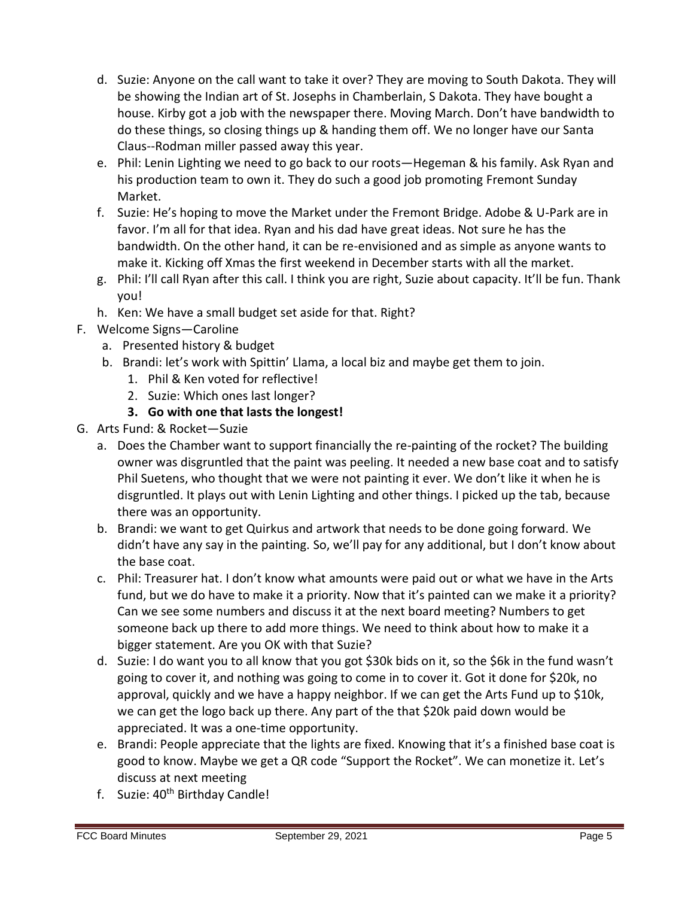d. Suzie: Anyone on the call want to take it over? They are moving to South Dakota. They will be showing the Indian art of St. Josephs in Chamberlain, S Dakota. They have bought a house. Kirby got a job with the newspaper there. Moving March. Don't have bandwidth to do these things, so closing things up & handing them off. We no longer have our Santa Claus--Rodman miller passed away this year.

e. Phil: Lenin Lighting we need to go back to our roots—Hegeman & his family. Ask Ryan and his production team to own it. They do such a good job promoting Fremont Sunday Market.

f. Suzie: He's hoping to move the Market under the Fremont Bridge. Adobe & U-Park are in favor. I'm all for that idea. Ryan and his dad have great ideas. Not sure he has the bandwidth. On the other hand, it can be re-envisioned and as simple as anyone wants to make it. Kicking off Xmas the first weekend in December starts with all the market.

g. Phil: I'll call Ryan after this call. I think you are right, Suzie about capacity. It'll be fun. Thank you!

h. Ken: We have a small budget set aside for that. Right?

F. Welcome Signs—Caroline

a. Presented history & budget

b. Brandi: let's work with Spittin' Llama, a local biz and maybe get them to join.

1. Phil & Ken voted for reflective!
2. Suzie: Which ones last longer?
3. **Go with one that lasts the longest!**

G. Arts Fund: & Rocket—Suzie

a. Does the Chamber want to support financially the re-painting of the rocket? The building owner was disgruntled that the paint was peeling. It needed a new base coat and to satisfy Phil Suetens, who thought that we were not painting it ever. We don't like it when he is disgruntled. It plays out with Lenin Lighting and other things. I picked up the tab, because there was an opportunity.

b. Brandi: we want to get Quirkus and artwork that needs to be done going forward. We didn't have any say in the painting. So, we'll pay for any additional, but I don't know about the base coat.

c. Phil: Treasurer hat. I don't know what amounts were paid out or what we have in the Arts fund, but we do have to make it a priority. Now that it's painted can we make it a priority? Can we see some numbers and discuss it at the next board meeting? Numbers to get someone back up there to add more things. We need to think about how to make it a bigger statement. Are you OK with that Suzie?

d. Suzie: I do want you to all know that you got $30k bids on it, so the $6k in the fund wasn't going to cover it, and nothing was going to come in to cover it. Got it done for $20k, no approval, quickly and we have a happy neighbor. If we can get the Arts Fund up to $10k, we can get the logo back up there. Any part of the that $20k paid down would be appreciated. It was a one-time opportunity.

e. Brandi: People appreciate that the lights are fixed. Knowing that it's a finished base coat is good to know. Maybe we get a QR code "Support the Rocket". We can monetize it. Let's discuss at next meeting

f. Suzie: 40th Birthday Candle!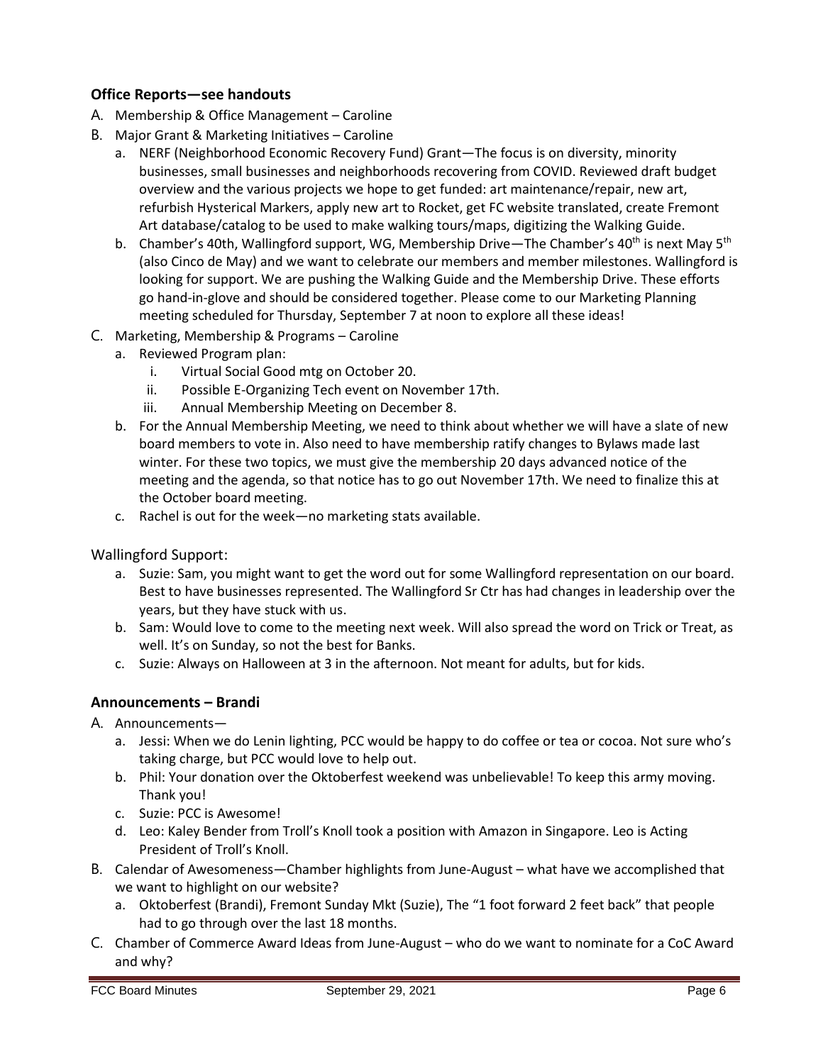**Office Reports—see handouts**

A. Membership & Office Management – Caroline

B. Major Grant & Marketing Initiatives – Caroline

   a. NERF (Neighborhood Economic Recovery Fund) Grant—The focus is on diversity, minority businesses, small businesses and neighborhoods recovering from COVID. Reviewed draft budget overview and the various projects we hope to get funded: art maintenance/repair, new art, refurbish Hysterical Markers, apply new art to Rocket, get FC website translated, create Fremont Art database/catalog to be used to make walking tours/maps, digitizing the Walking Guide.

   b. Chamber's 40th, Wallingford support, WG, Membership Drive—The Chamber's 40th is next May 5th (also Cinco de May) and we want to celebrate our members and member milestones. Wallingford is looking for support. We are pushing the Walking Guide and the Membership Drive. These efforts go hand-in-glove and should be considered together. Please come to our Marketing Planning meeting scheduled for Thursday, September 7 at noon to explore all these ideas!

C. Marketing, Membership & Programs – Caroline

   a. Reviewed Program plan:

      i. Virtual Social Good mtg on October 20.

      ii. Possible E-Organizing Tech event on November 17th.

      iii. Annual Membership Meeting on December 8.

   b. For the Annual Membership Meeting, we need to think about whether we will have a slate of new board members to vote in. Also need to have membership ratify changes to Bylaws made last winter. For these two topics, we must give the membership 20 days advanced notice of the meeting and the agenda, so that notice has to go out November 17th. We need to finalize this at the October board meeting.

   c. Rachel is out for the week—no marketing stats available.

Wallingford Support:

   a. Suzie: Sam, you might want to get the word out for some Wallingford representation on our board. Best to have businesses represented. The Wallingford Sr Ctr has had changes in leadership over the years, but they have stuck with us.

   b. Sam: Would love to come to the meeting next week. Will also spread the word on Trick or Treat, as well. It's on Sunday, so not the best for Banks.

   c. Suzie: Always on Halloween at 3 in the afternoon. Not meant for adults, but for kids.

**Announcements – Brandi**

A. Announcements—

   a. Jessi: When we do Lenin lighting, PCC would be happy to do coffee or tea or cocoa. Not sure who's taking charge, but PCC would love to help out.

   b. Phil: Your donation over the Oktoberfest weekend was unbelievable! To keep this army moving. Thank you!

   c. Suzie: PCC is Awesome!

   d. Leo: Kaley Bender from Troll's Knoll took a position with Amazon in Singapore. Leo is Acting President of Troll's Knoll.

B. Calendar of Awesomeness—Chamber highlights from June-August – what have we accomplished that we want to highlight on our website?

   a. Oktoberfest (Brandi), Fremont Sunday Mkt (Suzie), The "1 foot forward 2 feet back" that people had to go through over the last 18 months.

C. Chamber of Commerce Award Ideas from June-August – who do we want to nominate for a CoC Award and why?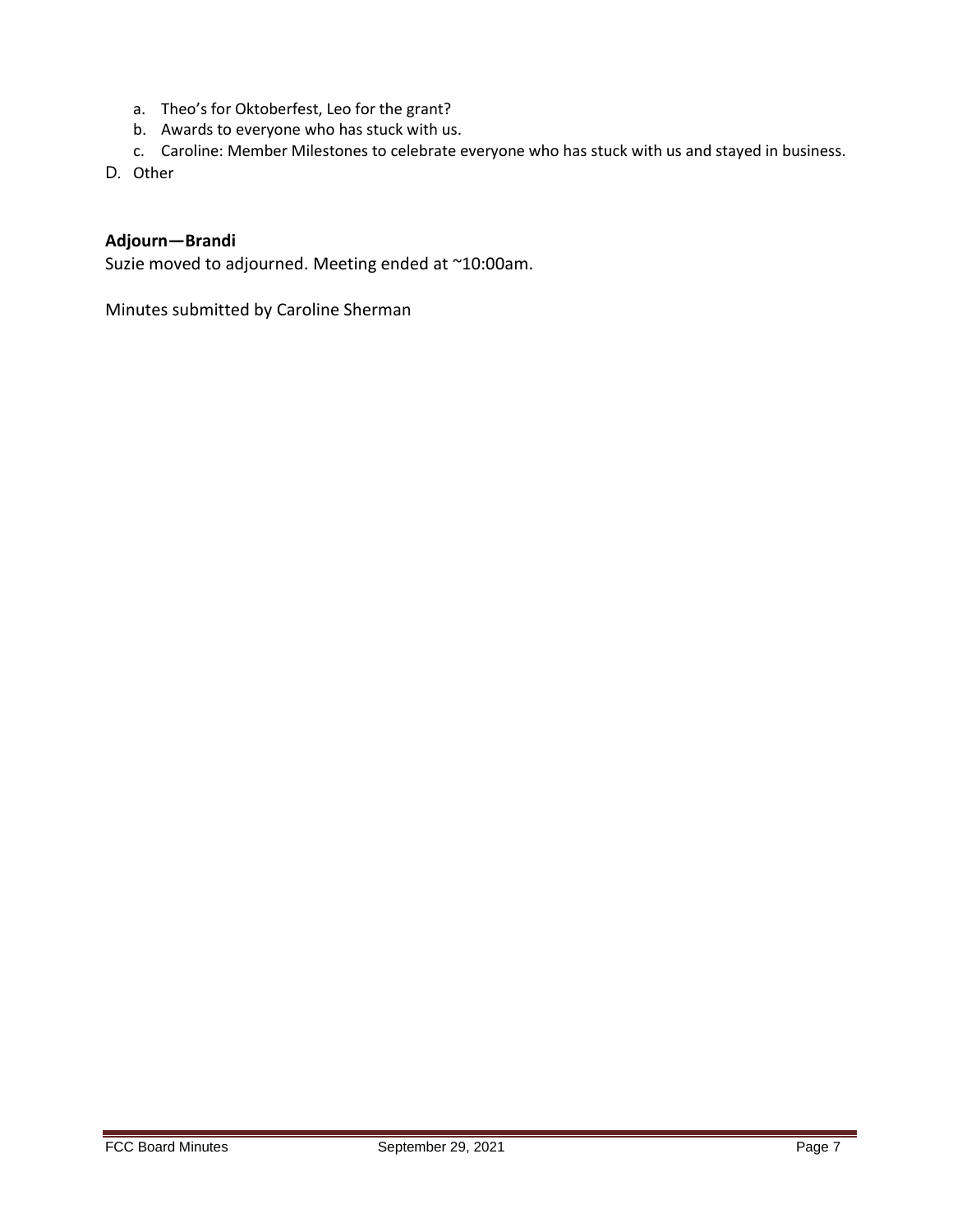a. Theo's for Oktoberfest, Leo for the grant?
b. Awards to everyone who has stuck with us.
c. Caroline: Member Milestones to celebrate everyone who has stuck with us and stayed in business.

D. Other

**Adjourn—Brandi**

Suzie moved to adjourned. Meeting ended at ~10:00am.

Minutes submitted by Caroline Sherman